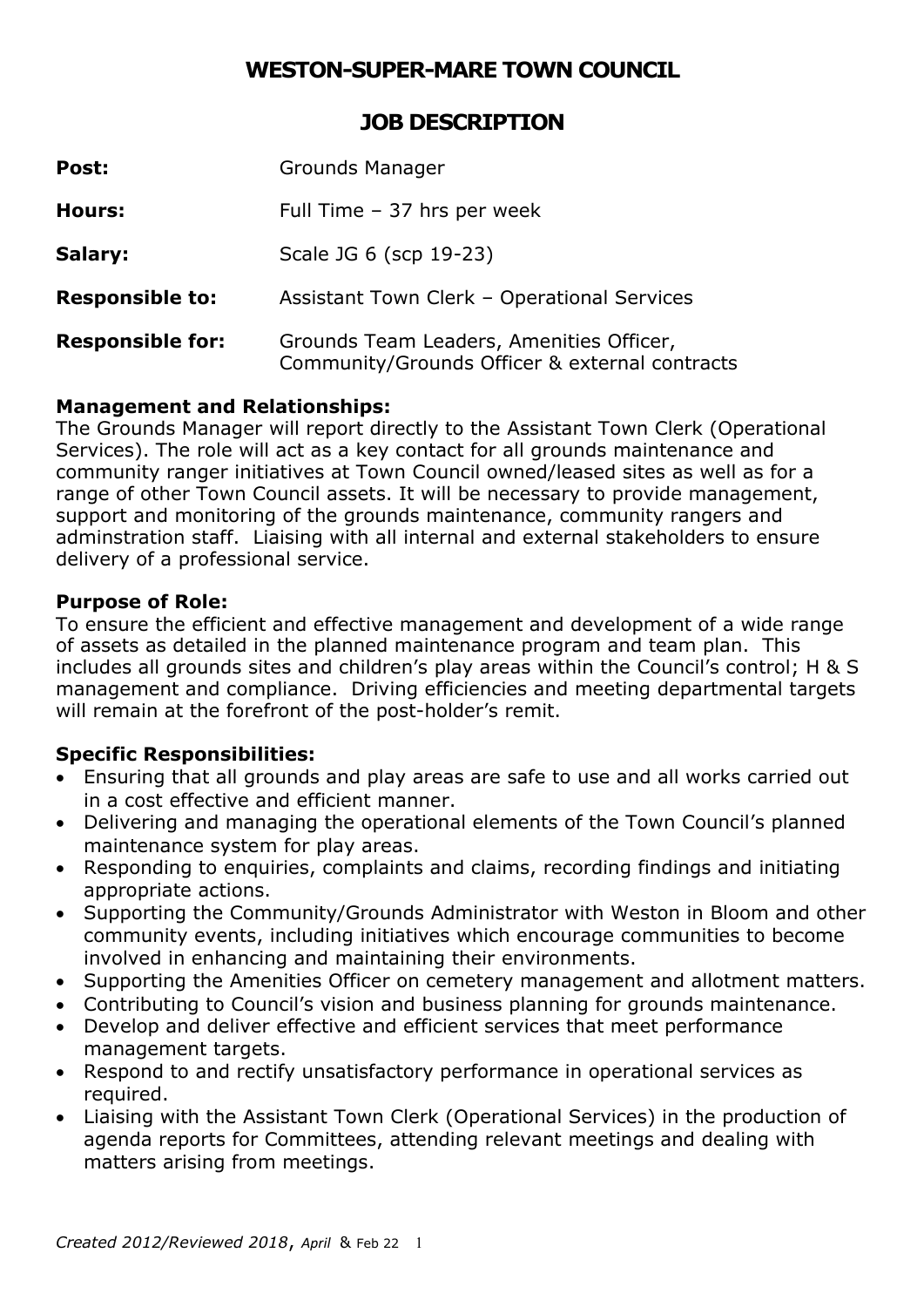# WESTON-SUPER-MARE TOWN COUNCIL

## JOB DESCRIPTION

**Post:** Grounds Manager

**Hours:** Full Time – 37 hrs per week

**Salary:** Scale JG 6 (scp 19-23)

**Responsible to:** Assistant Town Clerk – Operational Services

**Responsible for:** Grounds Team Leaders, Amenities Officer, Community/Grounds Officer & external contracts

**Management and Relationships:**
The Grounds Manager will report directly to the Assistant Town Clerk (Operational Services). The role will act as a key contact for all grounds maintenance and community ranger initiatives at Town Council owned/leased sites as well as for a range of other Town Council assets. It will be necessary to provide management, support and monitoring of the grounds maintenance, community rangers and adminstration staff. Liaising with all internal and external stakeholders to ensure delivery of a professional service.

**Purpose of Role:**
To ensure the efficient and effective management and development of a wide range of assets as detailed in the planned maintenance program and team plan. This includes all grounds sites and children's play areas within the Council's control; H & S management and compliance. Driving efficiencies and meeting departmental targets will remain at the forefront of the post-holder's remit.

**Specific Responsibilities:**

- Ensuring that all grounds and play areas are safe to use and all works carried out in a cost effective and efficient manner.
- Delivering and managing the operational elements of the Town Council's planned maintenance system for play areas.
- Responding to enquiries, complaints and claims, recording findings and initiating appropriate actions.
- Supporting the Community/Grounds Administrator with Weston in Bloom and other community events, including initiatives which encourage communities to become involved in enhancing and maintaining their environments.
- Supporting the Amenities Officer on cemetery management and allotment matters.
- Contributing to Council's vision and business planning for grounds maintenance.
- Develop and deliver effective and efficient services that meet performance management targets.
- Respond to and rectify unsatisfactory performance in operational services as required.
- Liaising with the Assistant Town Clerk (Operational Services) in the production of agenda reports for Committees, attending relevant meetings and dealing with matters arising from meetings.

*Created 2012/Reviewed 2018, April* & Feb 22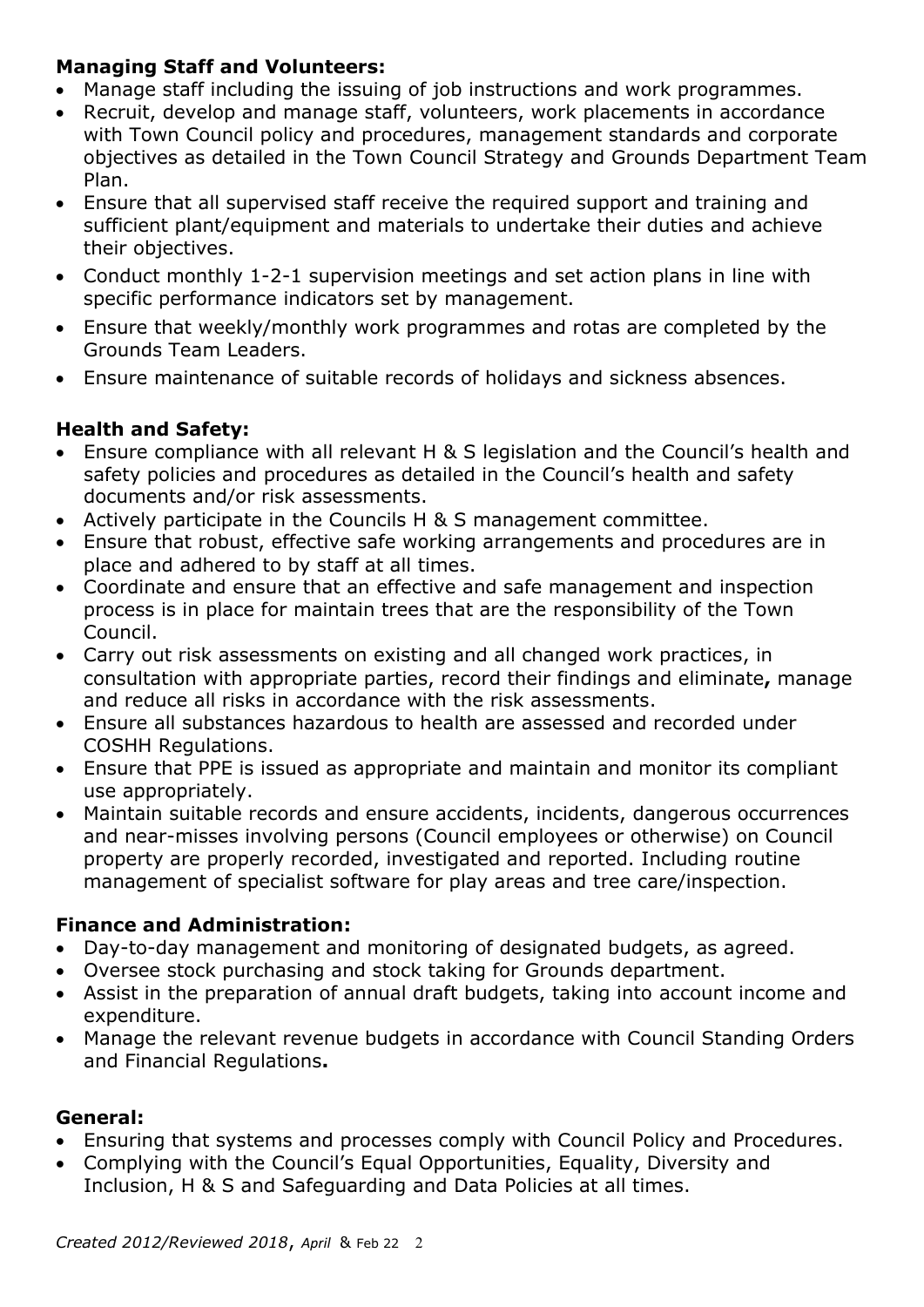**Managing Staff and Volunteers:**

- Manage staff including the issuing of job instructions and work programmes.
- Recruit, develop and manage staff, volunteers, work placements in accordance with Town Council policy and procedures, management standards and corporate objectives as detailed in the Town Council Strategy and Grounds Department Team Plan.
- Ensure that all supervised staff receive the required support and training and sufficient plant/equipment and materials to undertake their duties and achieve their objectives.
- Conduct monthly 1-2-1 supervision meetings and set action plans in line with specific performance indicators set by management.
- Ensure that weekly/monthly work programmes and rotas are completed by the Grounds Team Leaders.
- Ensure maintenance of suitable records of holidays and sickness absences.

**Health and Safety:**

- Ensure compliance with all relevant H & S legislation and the Council's health and safety policies and procedures as detailed in the Council's health and safety documents and/or risk assessments.
- Actively participate in the Councils H & S management committee.
- Ensure that robust, effective safe working arrangements and procedures are in place and adhered to by staff at all times.
- Coordinate and ensure that an effective and safe management and inspection process is in place for maintain trees that are the responsibility of the Town Council.
- Carry out risk assessments on existing and all changed work practices, in consultation with appropriate parties, record their findings and eliminate**,** manage and reduce all risks in accordance with the risk assessments.
- Ensure all substances hazardous to health are assessed and recorded under COSHH Regulations.
- Ensure that PPE is issued as appropriate and maintain and monitor its compliant use appropriately.
- Maintain suitable records and ensure accidents, incidents, dangerous occurrences and near-misses involving persons (Council employees or otherwise) on Council property are properly recorded, investigated and reported. Including routine management of specialist software for play areas and tree care/inspection.

**Finance and Administration:**

- Day-to-day management and monitoring of designated budgets, as agreed.
- Oversee stock purchasing and stock taking for Grounds department.
- Assist in the preparation of annual draft budgets, taking into account income and expenditure.
- Manage the relevant revenue budgets in accordance with Council Standing Orders and Financial Regulations**.**

**General:**

- Ensuring that systems and processes comply with Council Policy and Procedures.
- Complying with the Council's Equal Opportunities, Equality, Diversity and Inclusion, H & S and Safeguarding and Data Policies at all times.

*Created 2012/Reviewed 2018*, *April* & Feb 22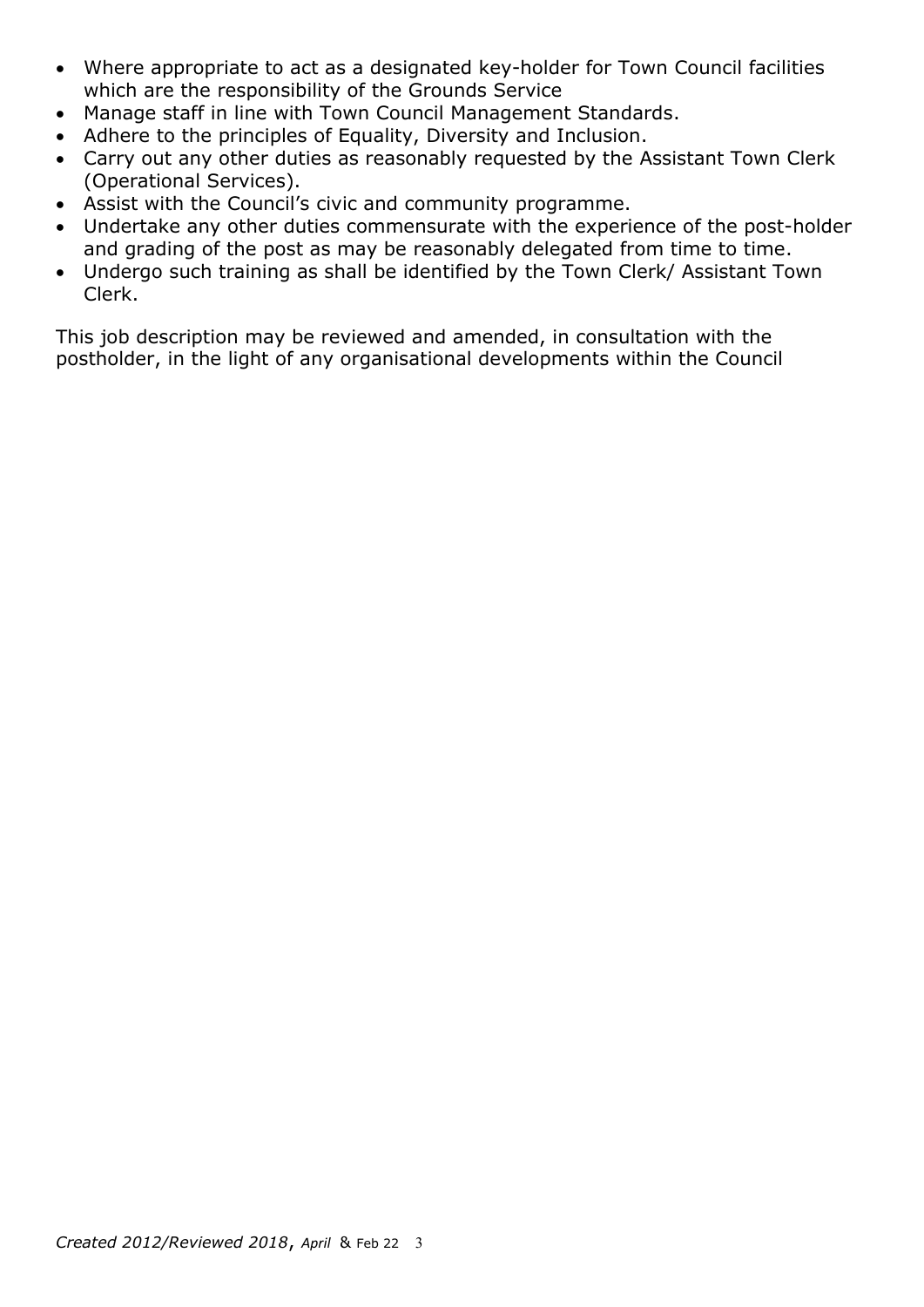- Where appropriate to act as a designated key-holder for Town Council facilities which are the responsibility of the Grounds Service
- Manage staff in line with Town Council Management Standards.
- Adhere to the principles of Equality, Diversity and Inclusion.
- Carry out any other duties as reasonably requested by the Assistant Town Clerk (Operational Services).
- Assist with the Council's civic and community programme.
- Undertake any other duties commensurate with the experience of the post-holder and grading of the post as may be reasonably delegated from time to time.
- Undergo such training as shall be identified by the Town Clerk/ Assistant Town Clerk.

This job description may be reviewed and amended, in consultation with the postholder, in the light of any organisational developments within the Council